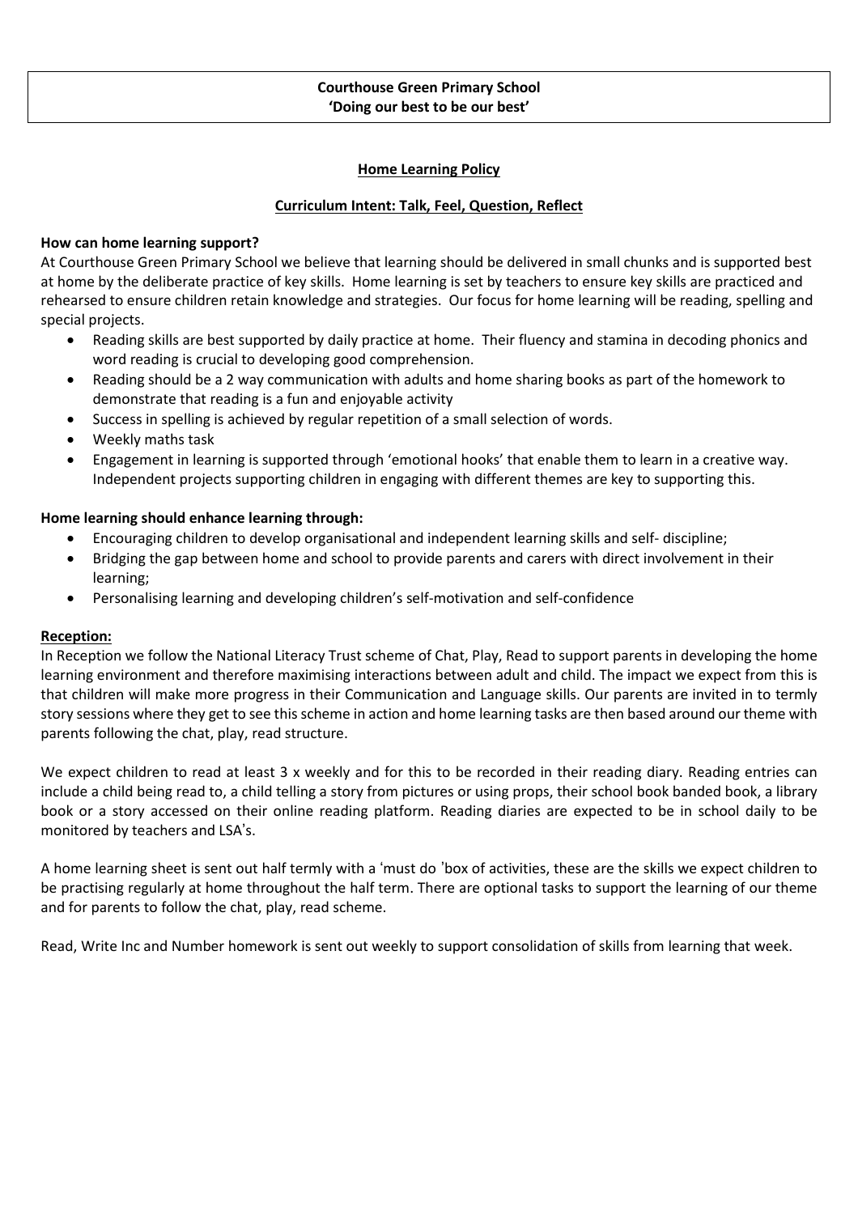**Courthouse Green Primary School**
**'Doing our best to be our best'**

## Home Learning Policy

### Curriculum Intent: Talk, Feel, Question, Reflect

**How can home learning support?**

At Courthouse Green Primary School we believe that learning should be delivered in small chunks and is supported best at home by the deliberate practice of key skills. Home learning is set by teachers to ensure key skills are practiced and rehearsed to ensure children retain knowledge and strategies. Our focus for home learning will be reading, spelling and special projects.

- Reading skills are best supported by daily practice at home. Their fluency and stamina in decoding phonics and word reading is crucial to developing good comprehension.
- Reading should be a 2 way communication with adults and home sharing books as part of the homework to demonstrate that reading is a fun and enjoyable activity
- Success in spelling is achieved by regular repetition of a small selection of words.
- Weekly maths task
- Engagement in learning is supported through 'emotional hooks' that enable them to learn in a creative way. Independent projects supporting children in engaging with different themes are key to supporting this.

**Home learning should enhance learning through:**

- Encouraging children to develop organisational and independent learning skills and self- discipline;
- Bridging the gap between home and school to provide parents and carers with direct involvement in their learning;
- Personalising learning and developing children's self-motivation and self-confidence

**Reception:**

In Reception we follow the National Literacy Trust scheme of Chat, Play, Read to support parents in developing the home learning environment and therefore maximising interactions between adult and child. The impact we expect from this is that children will make more progress in their Communication and Language skills. Our parents are invited in to termly story sessions where they get to see this scheme in action and home learning tasks are then based around our theme with parents following the chat, play, read structure.

We expect children to read at least 3 x weekly and for this to be recorded in their reading diary. Reading entries can include a child being read to, a child telling a story from pictures or using props, their school book banded book, a library book or a story accessed on their online reading platform. Reading diaries are expected to be in school daily to be monitored by teachers and LSA's.

A home learning sheet is sent out half termly with a 'must do 'box of activities, these are the skills we expect children to be practising regularly at home throughout the half term. There are optional tasks to support the learning of our theme and for parents to follow the chat, play, read scheme.

Read, Write Inc and Number homework is sent out weekly to support consolidation of skills from learning that week.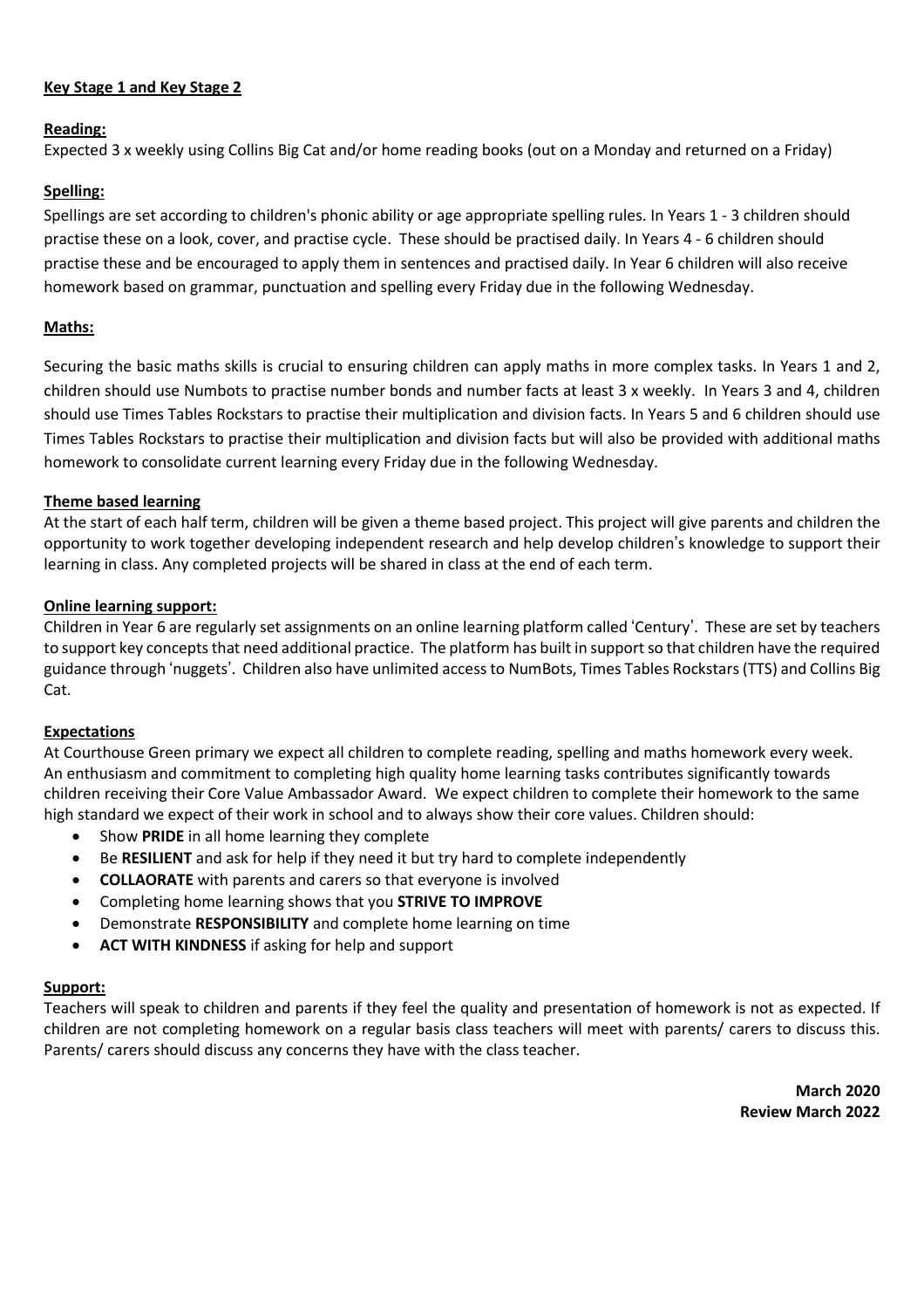**Key Stage 1 and Key Stage 2**

**Reading:**

Expected 3 x weekly using Collins Big Cat and/or home reading books (out on a Monday and returned on a Friday)

**Spelling:**

Spellings are set according to children's phonic ability or age appropriate spelling rules. In Years 1 - 3 children should practise these on a look, cover, and practise cycle. These should be practised daily. In Years 4 - 6 children should practise these and be encouraged to apply them in sentences and practised daily. In Year 6 children will also receive homework based on grammar, punctuation and spelling every Friday due in the following Wednesday.

**Maths:**

Securing the basic maths skills is crucial to ensuring children can apply maths in more complex tasks. In Years 1 and 2, children should use Numbots to practise number bonds and number facts at least 3 x weekly. In Years 3 and 4, children should use Times Tables Rockstars to practise their multiplication and division facts. In Years 5 and 6 children should use Times Tables Rockstars to practise their multiplication and division facts but will also be provided with additional maths homework to consolidate current learning every Friday due in the following Wednesday.

**Theme based learning**

At the start of each half term, children will be given a theme based project. This project will give parents and children the opportunity to work together developing independent research and help develop children's knowledge to support their learning in class. Any completed projects will be shared in class at the end of each term.

**Online learning support:**

Children in Year 6 are regularly set assignments on an online learning platform called 'Century'. These are set by teachers to support key concepts that need additional practice. The platform has built in support so that children have the required guidance through 'nuggets'. Children also have unlimited access to NumBots, Times Tables Rockstars (TTS) and Collins Big Cat.

**Expectations**

At Courthouse Green primary we expect all children to complete reading, spelling and maths homework every week. An enthusiasm and commitment to completing high quality home learning tasks contributes significantly towards children receiving their Core Value Ambassador Award. We expect children to complete their homework to the same high standard we expect of their work in school and to always show their core values. Children should:

- Show **PRIDE** in all home learning they complete
- Be **RESILIENT** and ask for help if they need it but try hard to complete independently
- **COLLAORATE** with parents and carers so that everyone is involved
- Completing home learning shows that you **STRIVE TO IMPROVE**
- Demonstrate **RESPONSIBILITY** and complete home learning on time
- **ACT WITH KINDNESS** if asking for help and support

**Support:**

Teachers will speak to children and parents if they feel the quality and presentation of homework is not as expected. If children are not completing homework on a regular basis class teachers will meet with parents/ carers to discuss this. Parents/ carers should discuss any concerns they have with the class teacher.

**March 2020**
**Review March 2022**